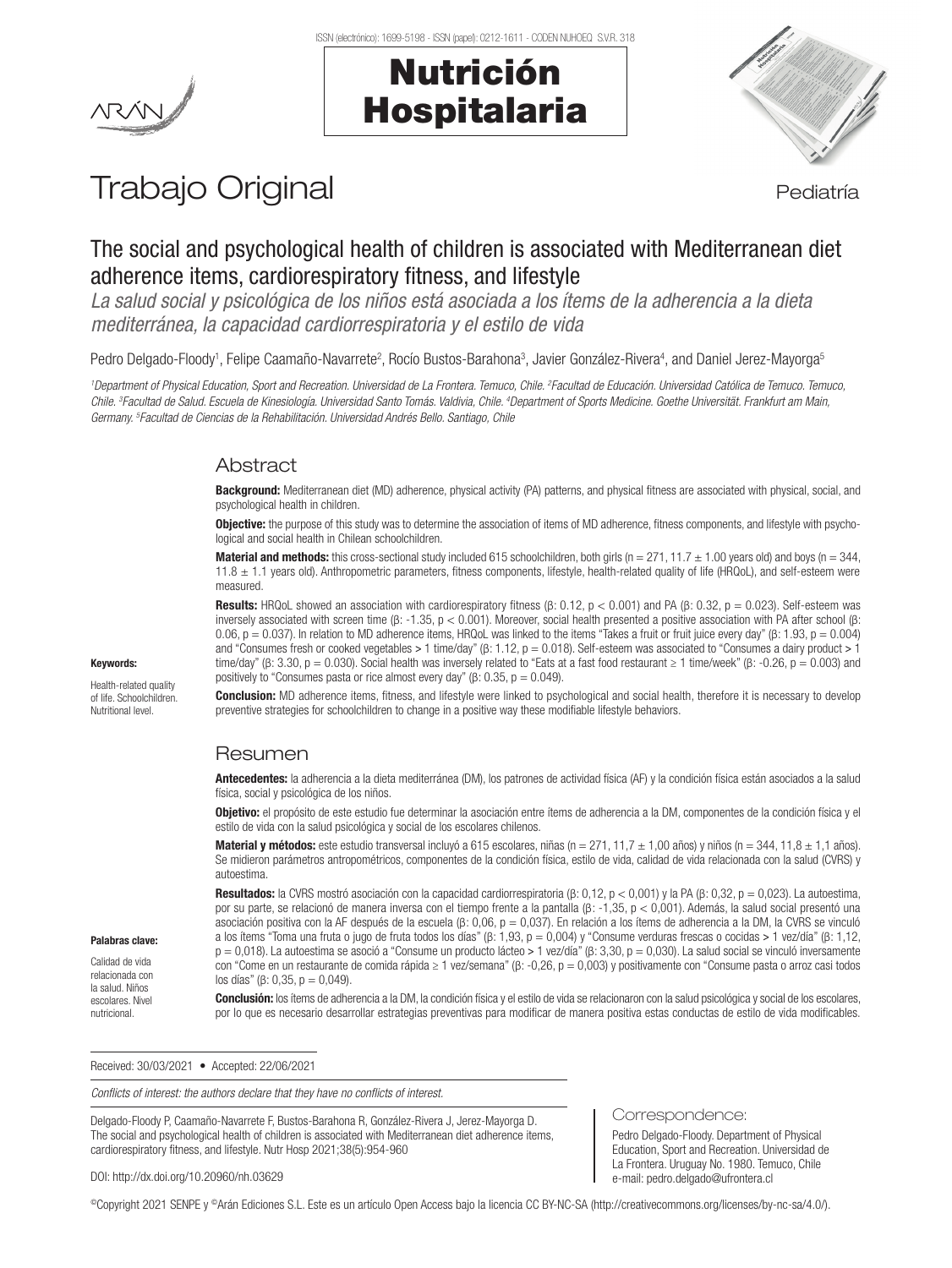Trabajo Original

Pediatría

# The social and psychological health of children is associated with Mediterranean diet adherence items, cardiorespiratory fitness, and lifestyle

*La salud social y psicológica de los niños está asociada a los ítems de la adherencia a la dieta mediterránea, la capacidad cardiorrespiratoria y el estilo de vida*

Pedro Delgado-Floody[1], Felipe Caamaño-Navarrete[2], Rocío Bustos-Barahona[3], Javier González-Rivera[4], and Daniel Jerez-Mayorga[5]

*[1]Department of Physical Education, Sport and Recreation. Universidad de La Frontera. Temuco, Chile. [2]Facultad de Educación. Universidad Católica de Temuco. Temuco, Chile. [3]Facultad de Salud. Escuela de Kinesiología. Universidad Santo Tomás. Valdivia, Chile. [4]Department of Sports Medicine. Goethe Universität. Frankfurt am Main, Germany. [5]Facultad de Ciencias de la Rehabilitación. Universidad Andrés Bello. Santiago, Chile*

## Abstract

**Background:** Mediterranean diet (MD) adherence, physical activity (PA) patterns, and physical fitness are associated with physical, social, and psychological health in children.

**Objective:** the purpose of this study was to determine the association of items of MD adherence, fitness components, and lifestyle with psychological and social health in Chilean schoolchildren.

**Material and methods:** this cross-sectional study included 615 schoolchildren, both girls (n = 271, 11.7 ± 1.00 years old) and boys (n = 344, 11.8 ± 1.1 years old). Anthropometric parameters, fitness components, lifestyle, health-related quality of life (HRQoL), and self-esteem were measured.

**Results:** HRQoL showed an association with cardiorespiratory fitness (β: 0.12, p < 0.001) and PA (β: 0.32, p = 0.023). Self-esteem was inversely associated with screen time (β: -1.35, p < 0.001). Moreover, social health presented a positive association with PA after school (β: 0.06, p = 0.037). In relation to MD adherence items, HRQoL was linked to the items "Takes a fruit or fruit juice every day" (β: 1.93, p = 0.004) and "Consumes fresh or cooked vegetables > 1 time/day" (β: 1.12, p = 0.018). Self-esteem was associated to "Consumes a dairy product > 1 time/day" (β: 3.30, p = 0.030). Social health was inversely related to "Eats at a fast food restaurant ≥ 1 time/week" (β: -0.26, p = 0.003) and positively to "Consumes pasta or rice almost every day" (β: 0.35, p = 0.049).

**Conclusion:** MD adherence items, fitness, and lifestyle were linked to psychological and social health, therefore it is necessary to develop preventive strategies for schoolchildren to change in a positive way these modifiable lifestyle behaviors.

**Keywords:**

Health-related quality of life. Schoolchildren. Nutritional level.

## Resumen

**Antecedentes:** la adherencia a la dieta mediterránea (DM), los patrones de actividad física (AF) y la condición física están asociados a la salud física, social y psicológica de los niños.

**Objetivo:** el propósito de este estudio fue determinar la asociación entre ítems de adherencia a la DM, componentes de la condición física y el estilo de vida con la salud psicológica y social de los escolares chilenos.

**Material y métodos:** este estudio transversal incluyó a 615 escolares, niñas (n = 271, 11,7 ± 1,00 años) y niños (n = 344, 11,8 ± 1,1 años). Se midieron parámetros antropométricos, componentes de la condición física, estilo de vida, calidad de vida relacionada con la salud (CVRS) y autoestima.

**Resultados:** la CVRS mostró asociación con la capacidad cardiorrespiratoria (β: 0,12, p < 0,001) y la PA (β: 0,32, p = 0,023). La autoestima, por su parte, se relacionó de manera inversa con el tiempo frente a la pantalla (β: -1,35, p < 0,001). Además, la salud social presentó una asociación positiva con la AF después de la escuela (β: 0,06, p = 0,037). En relación a los ítems de adherencia a la DM, la CVRS se vinculó a los ítems "Toma una fruta o jugo de fruta todos los días" (β: 1,93, p = 0,004) y "Consume verduras frescas o cocidas > 1 vez/día" (β: 1,12, p = 0,018). La autoestima se asoció a "Consume un producto lácteo > 1 vez/día" (β: 3,30, p = 0,030). La salud social se vinculó inversamente con "Come en un restaurante de comida rápida ≥ 1 vez/semana" (β: -0,26, p = 0,003) y positivamente con "Consume pasta o arroz casi todos los días" (β: 0,35, p = 0,049).

**Conclusión:** los ítems de adherencia a la DM, la condición física y el estilo de vida se relacionaron con la salud psicológica y social de los escolares, por lo que es necesario desarrollar estrategias preventivas para modificar de manera positiva estas conductas de estilo de vida modificables.

**Palabras clave:**

Calidad de vida relacionada con la salud. Niños escolares. Nivel nutricional.

Received: 30/03/2021 • Accepted: 22/06/2021

*Conflicts of interest: the authors declare that they have no conflicts of interest.*

Delgado-Floody P, Caamaño-Navarrete F, Bustos-Barahona R, González-Rivera J, Jerez-Mayorga D. The social and psychological health of children is associated with Mediterranean diet adherence items, cardiorespiratory fitness, and lifestyle. Nutr Hosp 2021;38(5):954-960

DOI: http://dx.doi.org/10.20960/nh.03629

**Correspondence:**

Pedro Delgado-Floody. Department of Physical Education, Sport and Recreation. Universidad de La Frontera. Uruguay No. 1980. Temuco, Chile
e-mail: pedro.delgado@ufrontera.cl

©Copyright 2021 SENPE y ©Arán Ediciones S.L. Este es un artículo Open Access bajo la licencia CC BY-NC-SA (http://creativecommons.org/licenses/by-nc-sa/4.0/).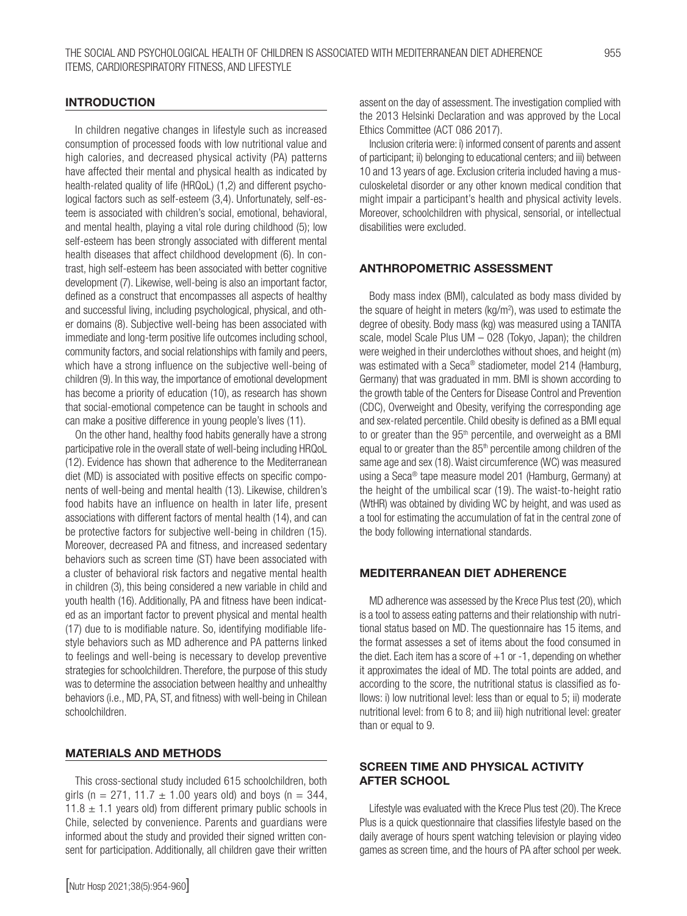## INTRODUCTION

In children negative changes in lifestyle such as increased consumption of processed foods with low nutritional value and high calories, and decreased physical activity (PA) patterns have affected their mental and physical health as indicated by health-related quality of life (HRQoL) (1,2) and different psychological factors such as self-esteem (3,4). Unfortunately, self-esteem is associated with children's social, emotional, behavioral, and mental health, playing a vital role during childhood (5); low self-esteem has been strongly associated with different mental health diseases that affect childhood development (6). In contrast, high self-esteem has been associated with better cognitive development (7). Likewise, well-being is also an important factor, defined as a construct that encompasses all aspects of healthy and successful living, including psychological, physical, and other domains (8). Subjective well-being has been associated with immediate and long-term positive life outcomes including school, community factors, and social relationships with family and peers, which have a strong influence on the subjective well-being of children (9). In this way, the importance of emotional development has become a priority of education (10), as research has shown that social-emotional competence can be taught in schools and can make a positive difference in young people's lives (11).

On the other hand, healthy food habits generally have a strong participative role in the overall state of well-being including HRQoL (12). Evidence has shown that adherence to the Mediterranean diet (MD) is associated with positive effects on specific components of well-being and mental health (13). Likewise, children's food habits have an influence on health in later life, present associations with different factors of mental health (14), and can be protective factors for subjective well-being in children (15). Moreover, decreased PA and fitness, and increased sedentary behaviors such as screen time (ST) have been associated with a cluster of behavioral risk factors and negative mental health in children (3), this being considered a new variable in child and youth health (16). Additionally, PA and fitness have been indicated as an important factor to prevent physical and mental health (17) due to is modifiable nature. So, identifying modifiable lifestyle behaviors such as MD adherence and PA patterns linked to feelings and well-being is necessary to develop preventive strategies for schoolchildren. Therefore, the purpose of this study was to determine the association between healthy and unhealthy behaviors (i.e., MD, PA, ST, and fitness) with well-being in Chilean schoolchildren.

## MATERIALS AND METHODS

This cross-sectional study included 615 schoolchildren, both girls ($n = 271$, $11.7 \pm 1.00$ years old) and boys ($n = 344$, $11.8 \pm 1.1$ years old) from different primary public schools in Chile, selected by convenience. Parents and guardians were informed about the study and provided their signed written consent for participation. Additionally, all children gave their written assent on the day of assessment. The investigation complied with the 2013 Helsinki Declaration and was approved by the Local Ethics Committee (ACT 086 2017).

Inclusion criteria were: i) informed consent of parents and assent of participant; ii) belonging to educational centers; and iii) between 10 and 13 years of age. Exclusion criteria included having a musculoskeletal disorder or any other known medical condition that might impair a participant's health and physical activity levels. Moreover, schoolchildren with physical, sensorial, or intellectual disabilities were excluded.

## ANTHROPOMETRIC ASSESSMENT

Body mass index (BMI), calculated as body mass divided by the square of height in meters ($kg/m^2$), was used to estimate the degree of obesity. Body mass (kg) was measured using a TANITA scale, model Scale Plus UM – 028 (Tokyo, Japan); the children were weighed in their underclothes without shoes, and height (m) was estimated with a Seca® stadiometer, model 214 (Hamburg, Germany) that was graduated in mm. BMI is shown according to the growth table of the Centers for Disease Control and Prevention (CDC), Overweight and Obesity, verifying the corresponding age and sex-related percentile. Child obesity is defined as a BMI equal to or greater than the $95^{th}$ percentile, and overweight as a BMI equal to or greater than the $85^{th}$ percentile among children of the same age and sex (18). Waist circumference (WC) was measured using a Seca® tape measure model 201 (Hamburg, Germany) at the height of the umbilical scar (19). The waist-to-height ratio (WtHR) was obtained by dividing WC by height, and was used as a tool for estimating the accumulation of fat in the central zone of the body following international standards.

## MEDITERRANEAN DIET ADHERENCE

MD adherence was assessed by the Krece Plus test (20), which is a tool to assess eating patterns and their relationship with nutritional status based on MD. The questionnaire has 15 items, and the format assesses a set of items about the food consumed in the diet. Each item has a score of +1 or -1, depending on whether it approximates the ideal of MD. The total points are added, and according to the score, the nutritional status is classified as follows: i) low nutritional level: less than or equal to 5; ii) moderate nutritional level: from 6 to 8; and iii) high nutritional level: greater than or equal to 9.

## SCREEN TIME AND PHYSICAL ACTIVITY AFTER SCHOOL

Lifestyle was evaluated with the Krece Plus test (20). The Krece Plus is a quick questionnaire that classifies lifestyle based on the daily average of hours spent watching television or playing video games as screen time, and the hours of PA after school per week.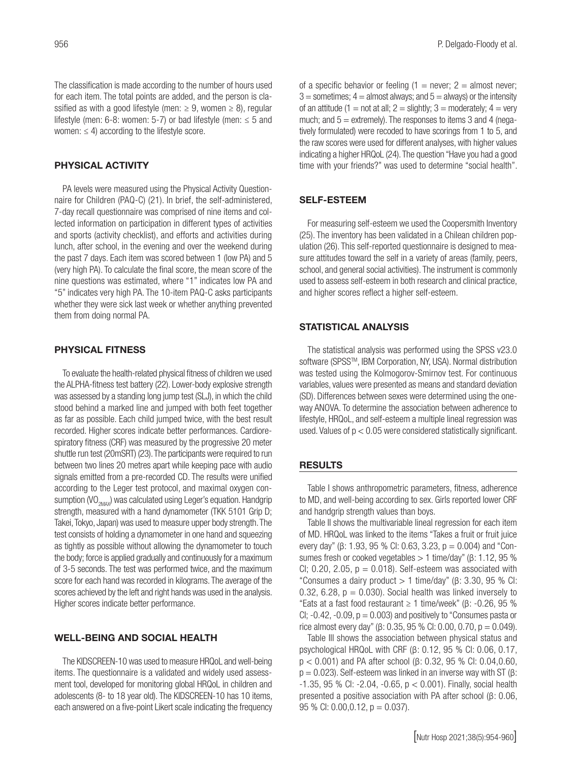The classification is made according to the number of hours used for each item. The total points are added, and the person is classified as with a good lifestyle (men: ≥ 9, women ≥ 8), regular lifestyle (men: 6-8: women: 5-7) or bad lifestyle (men: ≤ 5 and women: ≤ 4) according to the lifestyle score.

## PHYSICAL ACTIVITY

PA levels were measured using the Physical Activity Questionnaire for Children (PAQ-C) (21). In brief, the self-administered, 7-day recall questionnaire was comprised of nine items and collected information on participation in different types of activities and sports (activity checklist), and efforts and activities during lunch, after school, in the evening and over the weekend during the past 7 days. Each item was scored between 1 (low PA) and 5 (very high PA). To calculate the final score, the mean score of the nine questions was estimated, where "1" indicates low PA and "5" indicates very high PA. The 10-item PAQ-C asks participants whether they were sick last week or whether anything prevented them from doing normal PA.

## PHYSICAL FITNESS

To evaluate the health-related physical fitness of children we used the ALPHA-fitness test battery (22). Lower-body explosive strength was assessed by a standing long jump test (SLJ), in which the child stood behind a marked line and jumped with both feet together as far as possible. Each child jumped twice, with the best result recorded. Higher scores indicate better performances. Cardiorespiratory fitness (CRF) was measured by the progressive 20 meter shuttle run test (20mSRT) (23). The participants were required to run between two lines 20 metres apart while keeping pace with audio signals emitted from a pre-recorded CD. The results were unified according to the Leger test protocol, and maximal oxygen consumption ($VO_{2MAX}$) was calculated using Leger's equation. Handgrip strength, measured with a hand dynamometer (TKK 5101 Grip D; Takei, Tokyo, Japan) was used to measure upper body strength. The test consists of holding a dynamometer in one hand and squeezing as tightly as possible without allowing the dynamometer to touch the body; force is applied gradually and continuously for a maximum of 3-5 seconds. The test was performed twice, and the maximum score for each hand was recorded in kilograms. The average of the scores achieved by the left and right hands was used in the analysis. Higher scores indicate better performance.

## WELL-BEING AND SOCIAL HEALTH

The KIDSCREEN-10 was used to measure HRQoL and well-being items. The questionnaire is a validated and widely used assessment tool, developed for monitoring global HRQoL in children and adolescents (8- to 18 year old). The KIDSCREEN-10 has 10 items, each answered on a five-point Likert scale indicating the frequency of a specific behavior or feeling (1 = never; 2 = almost never; 3 = sometimes; 4 = almost always; and 5 = always) or the intensity of an attitude (1 = not at all; 2 = slightly; 3 = moderately; 4 = very much; and 5 = extremely). The responses to items 3 and 4 (negatively formulated) were recoded to have scorings from 1 to 5, and the raw scores were used for different analyses, with higher values indicating a higher HRQoL (24). The question "Have you had a good time with your friends?" was used to determine "social health".

## SELF-ESTEEM

For measuring self-esteem we used the Coopersmith Inventory (25). The inventory has been validated in a Chilean children population (26). This self-reported questionnaire is designed to measure attitudes toward the self in a variety of areas (family, peers, school, and general social activities). The instrument is commonly used to assess self-esteem in both research and clinical practice, and higher scores reflect a higher self-esteem.

## STATISTICAL ANALYSIS

The statistical analysis was performed using the SPSS v23.0 software (SPSS™, IBM Corporation, NY, USA). Normal distribution was tested using the Kolmogorov-Smirnov test. For continuous variables, values were presented as means and standard deviation (SD). Differences between sexes were determined using the one-way ANOVA. To determine the association between adherence to lifestyle, HRQoL, and self-esteem a multiple lineal regression was used. Values of $p < 0.05$ were considered statistically significant.

## RESULTS

Table I shows anthropometric parameters, fitness, adherence to MD, and well-being according to sex. Girls reported lower CRF and handgrip strength values than boys.

Table II shows the multivariable lineal regression for each item of MD. HRQoL was linked to the items "Takes a fruit or fruit juice every day" (β: 1.93, 95 % CI: 0.63, 3.23, $p = 0.004$) and "Consumes fresh or cooked vegetables > 1 time/day" (β: 1.12, 95 % CI; 0.20, 2.05, $p = 0.018$). Self-esteem was associated with "Consumes a dairy product > 1 time/day" (β: 3.30, 95 % CI: 0.32, 6.28, $p = 0.030$). Social health was linked inversely to "Eats at a fast food restaurant ≥ 1 time/week" (β: -0.26, 95 % CI; -0.42, -0.09, $p = 0.003$) and positively to "Consumes pasta or rice almost every day" (β: 0.35, 95 % CI: 0.00, 0.70, $p = 0.049$).

Table III shows the association between physical status and psychological HRQoL with CRF (β: 0.12, 95 % CI: 0.06, 0.17, $p < 0.001$) and PA after school (β: 0.32, 95 % CI: 0.04,0.60, $p = 0.023$). Self-esteem was linked in an inverse way with ST (β: -1.35, 95 % CI: -2.04, -0.65, $p < 0.001$). Finally, social health presented a positive association with PA after school (β: 0.06, 95 % CI: 0.00,0.12, $p = 0.037$).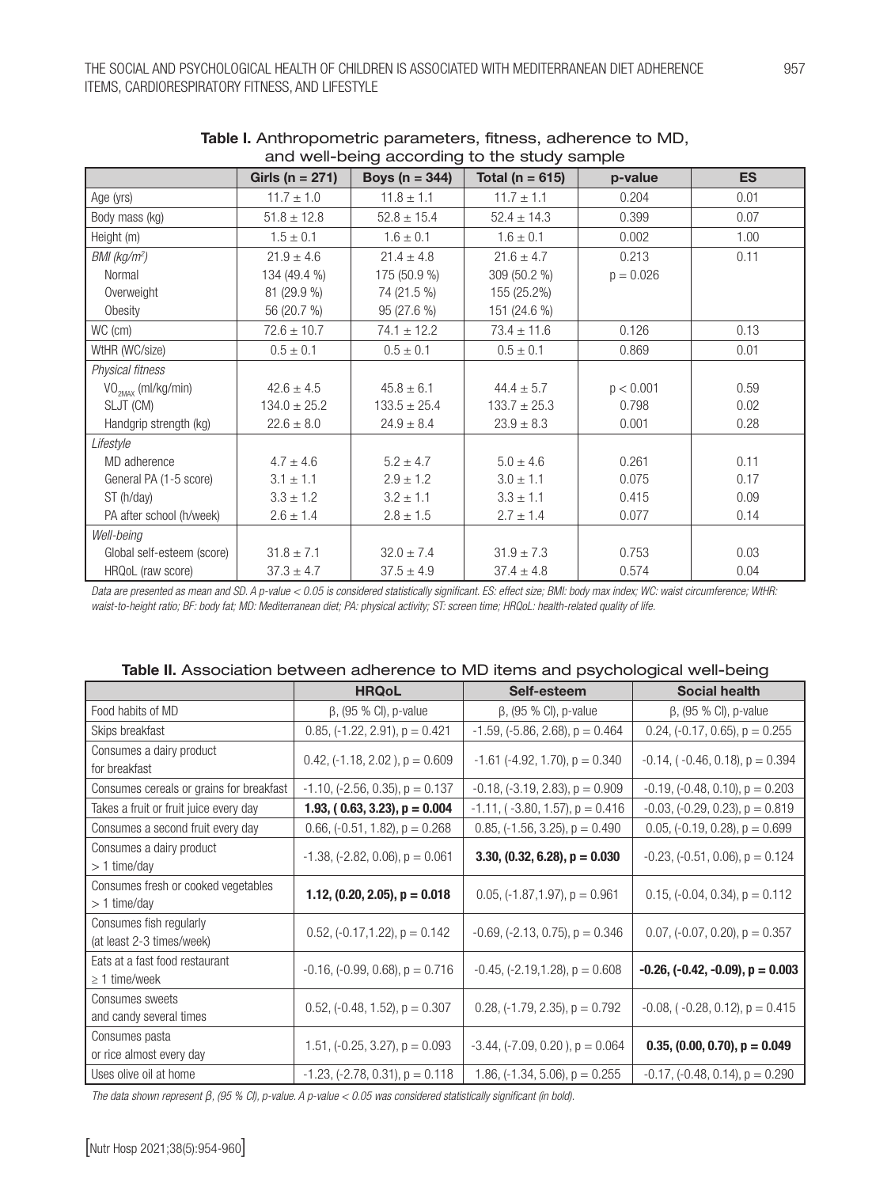**Table I.** Anthropometric parameters, fitness, adherence to MD, and well-being according to the study sample

| | Girls (n = 271) | Boys (n = 344) | Total (n = 615) | p-value | ES |
|---|---|---|---|---|---|
| Age (yrs) | 11.7 ± 1.0 | 11.8 ± 1.1 | 11.7 ± 1.1 | 0.204 | 0.01 |
| Body mass (kg) | 51.8 ± 12.8 | 52.8 ± 15.4 | 52.4 ± 14.3 | 0.399 | 0.07 |
| Height (m) | 1.5 ± 0.1 | 1.6 ± 0.1 | 1.6 ± 0.1 | 0.002 | 1.00 |
| *BMI (kg/m²)* | 21.9 ± 4.6 | 21.4 ± 4.8 | 21.6 ± 4.7 | 0.213 | 0.11 |
| Normal | 134 (49.4 %) | 175 (50.9 %) | 309 (50.2 %) | p = 0.026 | |
| Overweight | 81 (29.9 %) | 74 (21.5 %) | 155 (25.2%) | | |
| Obesity | 56 (20.7 %) | 95 (27.6 %) | 151 (24.6 %) | | |
| WC (cm) | 72.6 ± 10.7 | 74.1 ± 12.2 | 73.4 ± 11.6 | 0.126 | 0.13 |
| WtHR (WC/size) | 0.5 ± 0.1 | 0.5 ± 0.1 | 0.5 ± 0.1 | 0.869 | 0.01 |
| *Physical fitness* | | | | | |
| $VO_{2MAX}$ (ml/kg/min) | 42.6 ± 4.5 | 45.8 ± 6.1 | 44.4 ± 5.7 | p < 0.001 | 0.59 |
| SLJT (CM) | 134.0 ± 25.2 | 133.5 ± 25.4 | 133.7 ± 25.3 | 0.798 | 0.02 |
| Handgrip strength (kg) | 22.6 ± 8.0 | 24.9 ± 8.4 | 23.9 ± 8.3 | 0.001 | 0.28 |
| *Lifestyle* | | | | | |
| MD adherence | 4.7 ± 4.6 | 5.2 ± 4.7 | 5.0 ± 4.6 | 0.261 | 0.11 |
| General PA (1-5 score) | 3.1 ± 1.1 | 2.9 ± 1.2 | 3.0 ± 1.1 | 0.075 | 0.17 |
| ST (h/day) | 3.3 ± 1.2 | 3.2 ± 1.1 | 3.3 ± 1.1 | 0.415 | 0.09 |
| PA after school (h/week) | 2.6 ± 1.4 | 2.8 ± 1.5 | 2.7 ± 1.4 | 0.077 | 0.14 |
| *Well-being* | | | | | |
| Global self-esteem (score) | 31.8 ± 7.1 | 32.0 ± 7.4 | 31.9 ± 7.3 | 0.753 | 0.03 |
| HRQoL (raw score) | 37.3 ± 4.7 | 37.5 ± 4.9 | 37.4 ± 4.8 | 0.574 | 0.04 |

*Data are presented as mean and SD. A p-value < 0.05 is considered statistically significant. ES: effect size; BMI: body max index; WC: waist circumference; WtHR: waist-to-height ratio; BF: body fat; MD: Mediterranean diet; PA: physical activity; ST: screen time; HRQoL: health-related quality of life.*

**Table II.** Association between adherence to MD items and psychological well-being

| | HRQoL | Self-esteem | Social health |
|---|---|---|---|
| Food habits of MD | β, (95 % CI), p-value | β, (95 % CI), p-value | β, (95 % CI), p-value |
| Skips breakfast | 0.85, (-1.22, 2.91), p = 0.421 | -1.59, (-5.86, 2.68), p = 0.464 | 0.24, (-0.17, 0.65), p = 0.255 |
| Consumes a dairy product for breakfast | 0.42, (-1.18, 2.02 ), p = 0.609 | -1.61 (-4.92, 1.70), p = 0.340 | -0.14, ( -0.46, 0.18), p = 0.394 |
| Consumes cereals or grains for breakfast | -1.10, (-2.56, 0.35), p = 0.137 | -0.18, (-3.19, 2.83), p = 0.909 | -0.19, (-0.48, 0.10), p = 0.203 |
| Takes a fruit or fruit juice every day | **1.93, ( 0.63, 3.23), p = 0.004** | -1.11, ( -3.80, 1.57), p = 0.416 | -0.03, (-0.29, 0.23), p = 0.819 |
| Consumes a second fruit every day | 0.66, (-0.51, 1.82), p = 0.268 | 0.85, (-1.56, 3.25), p = 0.490 | 0.05, (-0.19, 0.28), p = 0.699 |
| Consumes a dairy product > 1 time/day | -1.38, (-2.82, 0.06), p = 0.061 | **3.30, (0.32, 6.28), p = 0.030** | -0.23, (-0.51, 0.06), p = 0.124 |
| Consumes fresh or cooked vegetables > 1 time/day | **1.12, (0.20, 2.05), p = 0.018** | 0.05, (-1.87,1.97), p = 0.961 | 0.15, (-0.04, 0.34), p = 0.112 |
| Consumes fish regularly (at least 2-3 times/week) | 0.52, (-0.17,1.22), p = 0.142 | -0.69, (-2.13, 0.75), p = 0.346 | 0.07, (-0.07, 0.20), p = 0.357 |
| Eats at a fast food restaurant ≥ 1 time/week | -0.16, (-0.99, 0.68), p = 0.716 | -0.45, (-2.19,1.28), p = 0.608 | **-0.26, (-0.42, -0.09), p = 0.003** |
| Consumes sweets and candy several times | 0.52, (-0.48, 1.52), p = 0.307 | 0.28, (-1.79, 2.35), p = 0.792 | -0.08, ( -0.28, 0.12), p = 0.415 |
| Consumes pasta or rice almost every day | 1.51, (-0.25, 3.27), p = 0.093 | -3.44, (-7.09, 0.20 ), p = 0.064 | **0.35, (0.00, 0.70), p = 0.049** |
| Uses olive oil at home | -1.23, (-2.78, 0.31), p = 0.118 | 1.86, (-1.34, 5.06), p = 0.255 | -0.17, (-0.48, 0.14), p = 0.290 |

*The data shown represent β, (95 % CI), p-value. A p-value < 0.05 was considered statistically significant (in bold).*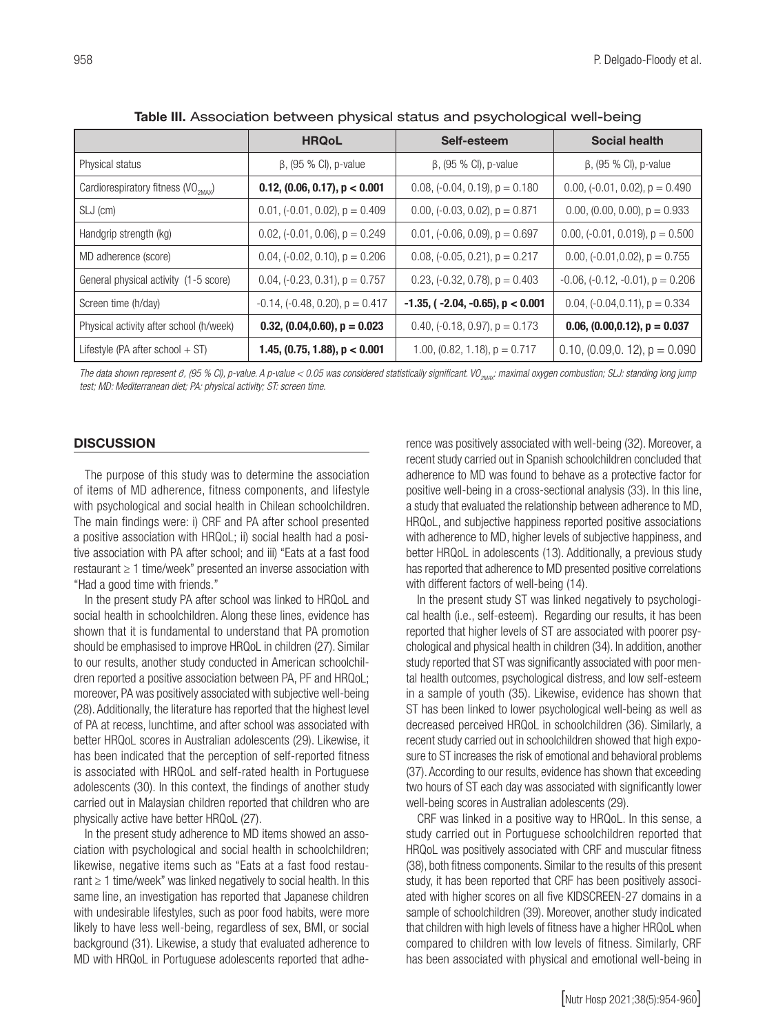**Table III.** Association between physical status and psychological well-being

| | HRQoL | Self-esteem | Social health |
|---|---|---|---|
| Physical status | β, (95 % CI), p-value | β, (95 % CI), p-value | β, (95 % CI), p-value |
| Cardiorespiratory fitness ($VO_{2MAX}$) | **0.12, (0.06, 0.17), p < 0.001** | 0.08, (-0.04, 0.19), p = 0.180 | 0.00, (-0.01, 0.02), p = 0.490 |
| SLJ (cm) | 0.01, (-0.01, 0.02), p = 0.409 | 0.00, (-0.03, 0.02), p = 0.871 | 0.00, (0.00, 0.00), p = 0.933 |
| Handgrip strength (kg) | 0.02, (-0.01, 0.06), p = 0.249 | 0.01, (-0.06, 0.09), p = 0.697 | 0.00, (-0.01, 0.019), p = 0.500 |
| MD adherence (score) | 0.04, (-0.02, 0.10), p = 0.206 | 0.08, (-0.05, 0.21), p = 0.217 | 0.00, (-0.01,0.02), p = 0.755 |
| General physical activity (1-5 score) | 0.04, (-0.23, 0.31), p = 0.757 | 0.23, (-0.32, 0.78), p = 0.403 | -0.06, (-0.12, -0.01), p = 0.206 |
| Screen time (h/day) | -0.14, (-0.48, 0.20), p = 0.417 | **-1.35, ( -2.04, -0.65), p < 0.001** | 0.04, (-0.04,0.11), p = 0.334 |
| Physical activity after school (h/week) | **0.32, (0.04,0.60), p = 0.023** | 0.40, (-0.18, 0.97), p = 0.173 | **0.06, (0.00,0.12), p = 0.037** |
| Lifestyle (PA after school + ST) | **1.45, (0.75, 1.88), p < 0.001** | 1.00, (0.82, 1.18), p = 0.717 | 0.10, (0.09,0. 12), p = 0.090 |

*The data shown represent β, (95 % CI), p-value. A p-value < 0.05 was considered statistically significant. $VO_{2MAX}$: maximal oxygen combustion; SLJ: standing long jump test; MD: Mediterranean diet; PA: physical activity; ST: screen time.*

## DISCUSSION

The purpose of this study was to determine the association of items of MD adherence, fitness components, and lifestyle with psychological and social health in Chilean schoolchildren. The main findings were: i) CRF and PA after school presented a positive association with HRQoL; ii) social health had a positive association with PA after school; and iii) "Eats at a fast food restaurant ≥ 1 time/week" presented an inverse association with "Had a good time with friends."

In the present study PA after school was linked to HRQoL and social health in schoolchildren. Along these lines, evidence has shown that it is fundamental to understand that PA promotion should be emphasised to improve HRQoL in children (27). Similar to our results, another study conducted in American schoolchildren reported a positive association between PA, PF and HRQoL; moreover, PA was positively associated with subjective well-being (28). Additionally, the literature has reported that the highest level of PA at recess, lunchtime, and after school was associated with better HRQoL scores in Australian adolescents (29). Likewise, it has been indicated that the perception of self-reported fitness is associated with HRQoL and self-rated health in Portuguese adolescents (30). In this context, the findings of another study carried out in Malaysian children reported that children who are physically active have better HRQoL (27).

In the present study adherence to MD items showed an association with psychological and social health in schoolchildren; likewise, negative items such as "Eats at a fast food restaurant ≥ 1 time/week" was linked negatively to social health. In this same line, an investigation has reported that Japanese children with undesirable lifestyles, such as poor food habits, were more likely to have less well-being, regardless of sex, BMI, or social background (31). Likewise, a study that evaluated adherence to MD with HRQoL in Portuguese adolescents reported that adherence was positively associated with well-being (32). Moreover, a recent study carried out in Spanish schoolchildren concluded that adherence to MD was found to behave as a protective factor for positive well-being in a cross-sectional analysis (33). In this line, a study that evaluated the relationship between adherence to MD, HRQoL, and subjective happiness reported positive associations with adherence to MD, higher levels of subjective happiness, and better HRQoL in adolescents (13). Additionally, a previous study has reported that adherence to MD presented positive correlations with different factors of well-being (14).

In the present study ST was linked negatively to psychological health (i.e., self-esteem). Regarding our results, it has been reported that higher levels of ST are associated with poorer psychological and physical health in children (34). In addition, another study reported that ST was significantly associated with poor mental health outcomes, psychological distress, and low self-esteem in a sample of youth (35). Likewise, evidence has shown that ST has been linked to lower psychological well-being as well as decreased perceived HRQoL in schoolchildren (36). Similarly, a recent study carried out in schoolchildren showed that high exposure to ST increases the risk of emotional and behavioral problems (37). According to our results, evidence has shown that exceeding two hours of ST each day was associated with significantly lower well-being scores in Australian adolescents (29).

CRF was linked in a positive way to HRQoL. In this sense, a study carried out in Portuguese schoolchildren reported that HRQoL was positively associated with CRF and muscular fitness (38), both fitness components. Similar to the results of this present study, it has been reported that CRF has been positively associated with higher scores on all five KIDSCREEN-27 domains in a sample of schoolchildren (39). Moreover, another study indicated that children with high levels of fitness have a higher HRQoL when compared to children with low levels of fitness. Similarly, CRF has been associated with physical and emotional well-being in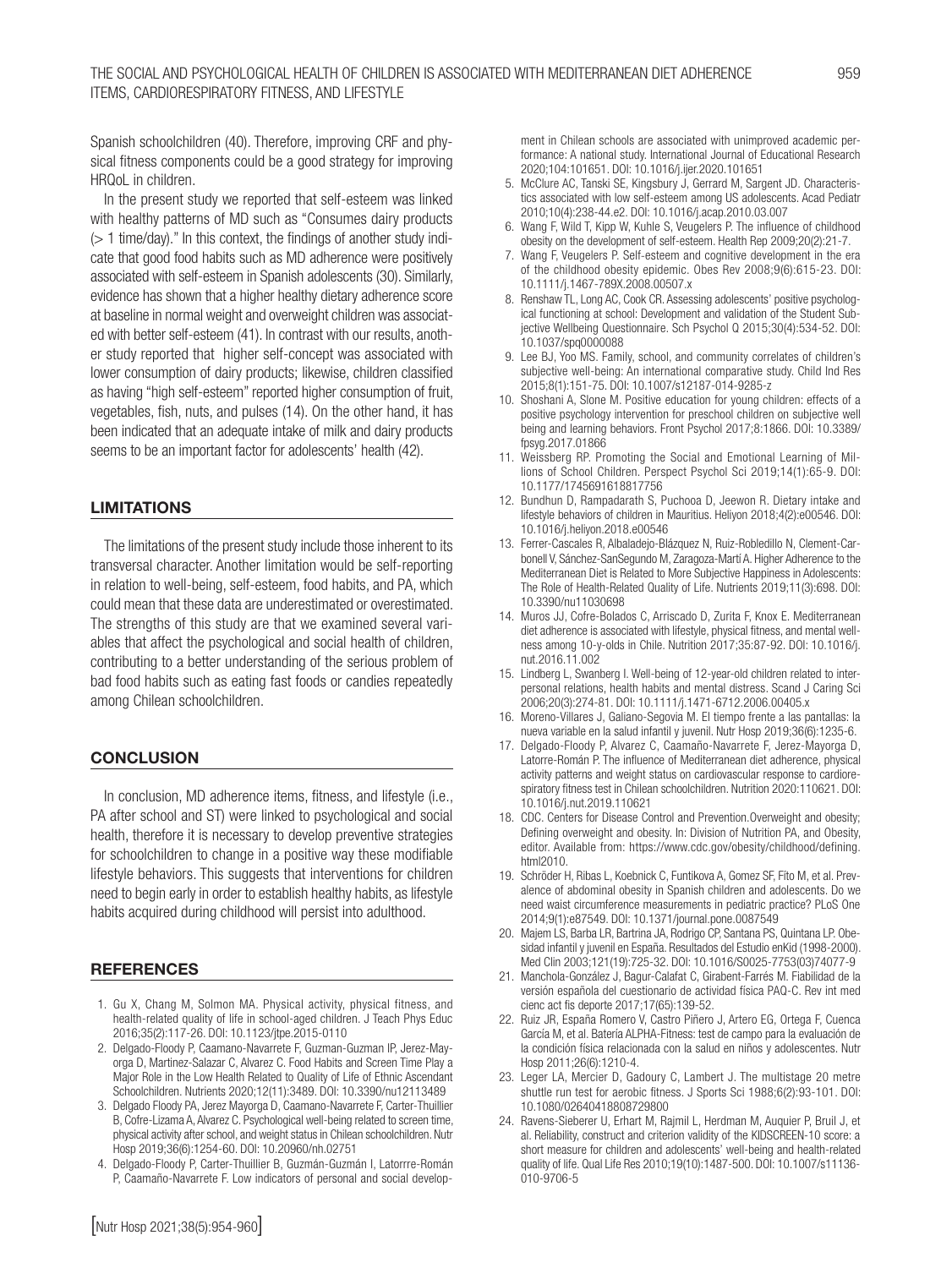Spanish schoolchildren (40). Therefore, improving CRF and physical fitness components could be a good strategy for improving HRQoL in children.

In the present study we reported that self-esteem was linked with healthy patterns of MD such as "Consumes dairy products (> 1 time/day)." In this context, the findings of another study indicate that good food habits such as MD adherence were positively associated with self-esteem in Spanish adolescents (30). Similarly, evidence has shown that a higher healthy dietary adherence score at baseline in normal weight and overweight children was associated with better self-esteem (41). In contrast with our results, another study reported that higher self-concept was associated with lower consumption of dairy products; likewise, children classified as having "high self-esteem" reported higher consumption of fruit, vegetables, fish, nuts, and pulses (14). On the other hand, it has been indicated that an adequate intake of milk and dairy products seems to be an important factor for adolescents' health (42).

## LIMITATIONS

The limitations of the present study include those inherent to its transversal character. Another limitation would be self-reporting in relation to well-being, self-esteem, food habits, and PA, which could mean that these data are underestimated or overestimated. The strengths of this study are that we examined several variables that affect the psychological and social health of children, contributing to a better understanding of the serious problem of bad food habits such as eating fast foods or candies repeatedly among Chilean schoolchildren.

## CONCLUSION

In conclusion, MD adherence items, fitness, and lifestyle (i.e., PA after school and ST) were linked to psychological and social health, therefore it is necessary to develop preventive strategies for schoolchildren to change in a positive way these modifiable lifestyle behaviors. This suggests that interventions for children need to begin early in order to establish healthy habits, as lifestyle habits acquired during childhood will persist into adulthood.

## REFERENCES

1. Gu X, Chang M, Solmon MA. Physical activity, physical fitness, and health-related quality of life in school-aged children. J Teach Phys Educ 2016;35(2):117-26. DOI: 10.1123/jtpe.2015-0110
2. Delgado-Floody P, Caamano-Navarrete F, Guzman-Guzman IP, Jerez-Mayorga D, Martinez-Salazar C, Alvarez C. Food Habits and Screen Time Play a Major Role in the Low Health Related to Quality of Life of Ethnic Ascendant Schoolchildren. Nutrients 2020;12(11):3489. DOI: 10.3390/nu12113489
3. Delgado Floody PA, Jerez Mayorga D, Caamano-Navarrete F, Carter-Thuillier B, Cofre-Lizama A, Alvarez C. Psychological well-being related to screen time, physical activity after school, and weight status in Chilean schoolchildren. Nutr Hosp 2019;36(6):1254-60. DOI: 10.20960/nh.02751
4. Delgado-Floody P, Carter-Thuillier B, Guzmán-Guzmán I, Latorrre-Román P, Caamaño-Navarrete F. Low indicators of personal and social development in Chilean schools are associated with unimproved academic performance: A national study. International Journal of Educational Research 2020;104:101651. DOI: 10.1016/j.ijer.2020.101651
5. McClure AC, Tanski SE, Kingsbury J, Gerrard M, Sargent JD. Characteristics associated with low self-esteem among US adolescents. Acad Pediatr 2010;10(4):238-44.e2. DOI: 10.1016/j.acap.2010.03.007
6. Wang F, Wild T, Kipp W, Kuhle S, Veugelers P. The influence of childhood obesity on the development of self-esteem. Health Rep 2009;20(2):21-7.
7. Wang F, Veugelers P. Self-esteem and cognitive development in the era of the childhood obesity epidemic. Obes Rev 2008;9(6):615-23. DOI: 10.1111/j.1467-789X.2008.00507.x
8. Renshaw TL, Long AC, Cook CR. Assessing adolescents' positive psychological functioning at school: Development and validation of the Student Subjective Wellbeing Questionnaire. Sch Psychol Q 2015;30(4):534-52. DOI: 10.1037/spq0000088
9. Lee BJ, Yoo MS. Family, school, and community correlates of children's subjective well-being: An international comparative study. Child Ind Res 2015;8(1):151-75. DOI: 10.1007/s12187-014-9285-z
10. Shoshani A, Slone M. Positive education for young children: effects of a positive psychology intervention for preschool children on subjective well being and learning behaviors. Front Psychol 2017;8:1866. DOI: 10.3389/fpsyg.2017.01866
11. Weissberg RP. Promoting the Social and Emotional Learning of Millions of School Children. Perspect Psychol Sci 2019;14(1):65-9. DOI: 10.1177/1745691618817756
12. Bundhun D, Rampadarath S, Puchooa D, Jeewon R. Dietary intake and lifestyle behaviors of children in Mauritius. Heliyon 2018;4(2):e00546. DOI: 10.1016/j.heliyon.2018.e00546
13. Ferrer-Cascales R, Albaladejo-Blázquez N, Ruiz-Robledillo N, Clement-Carbonell V, Sánchez-SanSegundo M, Zaragoza-Martí A. Higher Adherence to the Mediterranean Diet is Related to More Subjective Happiness in Adolescents: The Role of Health-Related Quality of Life. Nutrients 2019;11(3):698. DOI: 10.3390/nu11030698
14. Muros JJ, Cofre-Bolados C, Arriscado D, Zurita F, Knox E. Mediterranean diet adherence is associated with lifestyle, physical fitness, and mental wellness among 10-y-olds in Chile. Nutrition 2017;35:87-92. DOI: 10.1016/j.nut.2016.11.002
15. Lindberg L, Swanberg I. Well-being of 12-year-old children related to interpersonal relations, health habits and mental distress. Scand J Caring Sci 2006;20(3):274-81. DOI: 10.1111/j.1471-6712.2006.00405.x
16. Moreno-Villares J, Galiano-Segovia M. El tiempo frente a las pantallas: la nueva variable en la salud infantil y juvenil. Nutr Hosp 2019;36(6):1235-6.
17. Delgado-Floody P, Alvarez C, Caamaño-Navarrete F, Jerez-Mayorga D, Latorre-Román P. The influence of Mediterranean diet adherence, physical activity patterns and weight status on cardiovascular response to cardiorespiratory fitness test in Chilean schoolchildren. Nutrition 2020:110621. DOI: 10.1016/j.nut.2019.110621
18. CDC. Centers for Disease Control and Prevention.Overweight and obesity; Defining overweight and obesity. In: Division of Nutrition PA, and Obesity, editor. Available from: https://www.cdc.gov/obesity/childhood/defining.html2010.
19. Schröder H, Ribas L, Koebnick C, Funtikova A, Gomez SF, Fito M, et al. Prevalence of abdominal obesity in Spanish children and adolescents. Do we need waist circumference measurements in pediatric practice? PLoS One 2014;9(1):e87549. DOI: 10.1371/journal.pone.0087549
20. Majem LS, Barba LR, Bartrina JA, Rodrigo CP, Santana PS, Quintana LP. Obesidad infantil y juvenil en España. Resultados del Estudio enKid (1998-2000). Med Clin 2003;121(19):725-32. DOI: 10.1016/S0025-7753(03)74077-9
21. Manchola-González J, Bagur-Calafat C, Girabent-Farrés M. Fiabilidad de la versión española del cuestionario de actividad física PAQ-C. Rev int med cienc act fis deporte 2017;17(65):139-52.
22. Ruiz JR, España Romero V, Castro Piñero J, Artero EG, Ortega F, Cuenca García M, et al. Batería ALPHA-Fitness: test de campo para la evaluación de la condición física relacionada con la salud en niños y adolescentes. Nutr Hosp 2011;26(6):1210-4.
23. Leger LA, Mercier D, Gadoury C, Lambert J. The multistage 20 metre shuttle run test for aerobic fitness. J Sports Sci 1988;6(2):93-101. DOI: 10.1080/02640418808729800
24. Ravens-Sieberer U, Erhart M, Rajmil L, Herdman M, Auquier P, Bruil J, et al. Reliability, construct and criterion validity of the KIDSCREEN-10 score: a short measure for children and adolescents' well-being and health-related quality of life. Qual Life Res 2010;19(10):1487-500. DOI: 10.1007/s11136-010-9706-5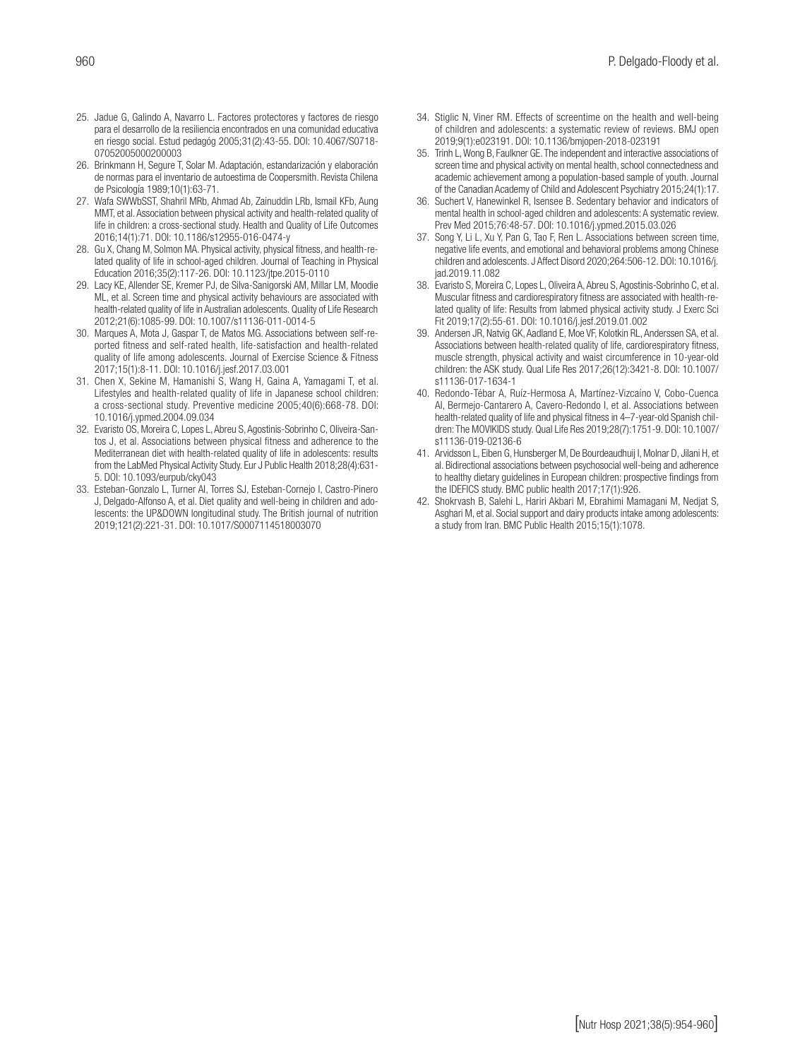25. Jadue G, Galindo A, Navarro L. Factores protectores y factores de riesgo para el desarrollo de la resiliencia encontrados en una comunidad educativa en riesgo social. Estud pedagóg 2005;31(2):43-55. DOI: 10.4067/S0718-07052005000200003
26. Brinkmann H, Segure T, Solar M. Adaptación, estandarización y elaboración de normas para el inventario de autoestima de Coopersmith. Revista Chilena de Psicología 1989;10(1):63-71.
27. Wafa SWWbSST, Shahril MRb, Ahmad Ab, Zainuddin LRb, Ismail KFb, Aung MMT, et al. Association between physical activity and health-related quality of life in children: a cross-sectional study. Health and Quality of Life Outcomes 2016;14(1):71. DOI: 10.1186/s12955-016-0474-y
28. Gu X, Chang M, Solmon MA. Physical activity, physical fitness, and health-related quality of life in school-aged children. Journal of Teaching in Physical Education 2016;35(2):117-26. DOI: 10.1123/jtpe.2015-0110
29. Lacy KE, Allender SE, Kremer PJ, de Silva-Sanigorski AM, Millar LM, Moodie ML, et al. Screen time and physical activity behaviours are associated with health-related quality of life in Australian adolescents. Quality of Life Research 2012;21(6):1085-99. DOI: 10.1007/s11136-011-0014-5
30. Marques A, Mota J, Gaspar T, de Matos MG. Associations between self-reported fitness and self-rated health, life-satisfaction and health-related quality of life among adolescents. Journal of Exercise Science & Fitness 2017;15(1):8-11. DOI: 10.1016/j.jesf.2017.03.001
31. Chen X, Sekine M, Hamanishi S, Wang H, Gaina A, Yamagami T, et al. Lifestyles and health-related quality of life in Japanese school children: a cross-sectional study. Preventive medicine 2005;40(6):668-78. DOI: 10.1016/j.ypmed.2004.09.034
32. Evaristo OS, Moreira C, Lopes L, Abreu S, Agostinis-Sobrinho C, Oliveira-Santos J, et al. Associations between physical fitness and adherence to the Mediterranean diet with health-related quality of life in adolescents: results from the LabMed Physical Activity Study. Eur J Public Health 2018;28(4):631-5. DOI: 10.1093/eurpub/cky043
33. Esteban-Gonzalo L, Turner AI, Torres SJ, Esteban-Cornejo I, Castro-Pinero J, Delgado-Alfonso A, et al. Diet quality and well-being in children and adolescents: the UP&DOWN longitudinal study. The British journal of nutrition 2019;121(2):221-31. DOI: 10.1017/S0007114518003070
34. Stiglic N, Viner RM. Effects of screentime on the health and well-being of children and adolescents: a systematic review of reviews. BMJ open 2019;9(1):e023191. DOI: 10.1136/bmjopen-2018-023191
35. Trinh L, Wong B, Faulkner GE. The independent and interactive associations of screen time and physical activity on mental health, school connectedness and academic achievement among a population-based sample of youth. Journal of the Canadian Academy of Child and Adolescent Psychiatry 2015;24(1):17.
36. Suchert V, Hanewinkel R, Isensee B. Sedentary behavior and indicators of mental health in school-aged children and adolescents: A systematic review. Prev Med 2015;76:48-57. DOI: 10.1016/j.ypmed.2015.03.026
37. Song Y, Li L, Xu Y, Pan G, Tao F, Ren L. Associations between screen time, negative life events, and emotional and behavioral problems among Chinese children and adolescents. J Affect Disord 2020;264:506-12. DOI: 10.1016/j.jad.2019.11.082
38. Evaristo S, Moreira C, Lopes L, Oliveira A, Abreu S, Agostinis-Sobrinho C, et al. Muscular fitness and cardiorespiratory fitness are associated with health-related quality of life: Results from labmed physical activity study. J Exerc Sci Fit 2019;17(2):55-61. DOI: 10.1016/j.jesf.2019.01.002
39. Andersen JR, Natvig GK, Aadland E, Moe VF, Kolotkin RL, Anderssen SA, et al. Associations between health-related quality of life, cardiorespiratory fitness, muscle strength, physical activity and waist circumference in 10-year-old children: the ASK study. Qual Life Res 2017;26(12):3421-8. DOI: 10.1007/s11136-017-1634-1
40. Redondo-Tébar A, Ruíz-Hermosa A, Martínez-Vizcaíno V, Cobo-Cuenca AI, Bermejo-Cantarero A, Cavero-Redondo I, et al. Associations between health-related quality of life and physical fitness in 4–7-year-old Spanish children: The MOVIKIDS study. Qual Life Res 2019;28(7):1751-9. DOI: 10.1007/s11136-019-02136-6
41. Arvidsson L, Eiben G, Hunsberger M, De Bourdeaudhuij I, Molnar D, Jilani H, et al. Bidirectional associations between psychosocial well-being and adherence to healthy dietary guidelines in European children: prospective findings from the IDEFICS study. BMC public health 2017;17(1):926.
42. Shokrvash B, Salehi L, Hariri Akbari M, Ebrahimi Mamagani M, Nedjat S, Asghari M, et al. Social support and dairy products intake among adolescents: a study from Iran. BMC Public Health 2015;15(1):1078.